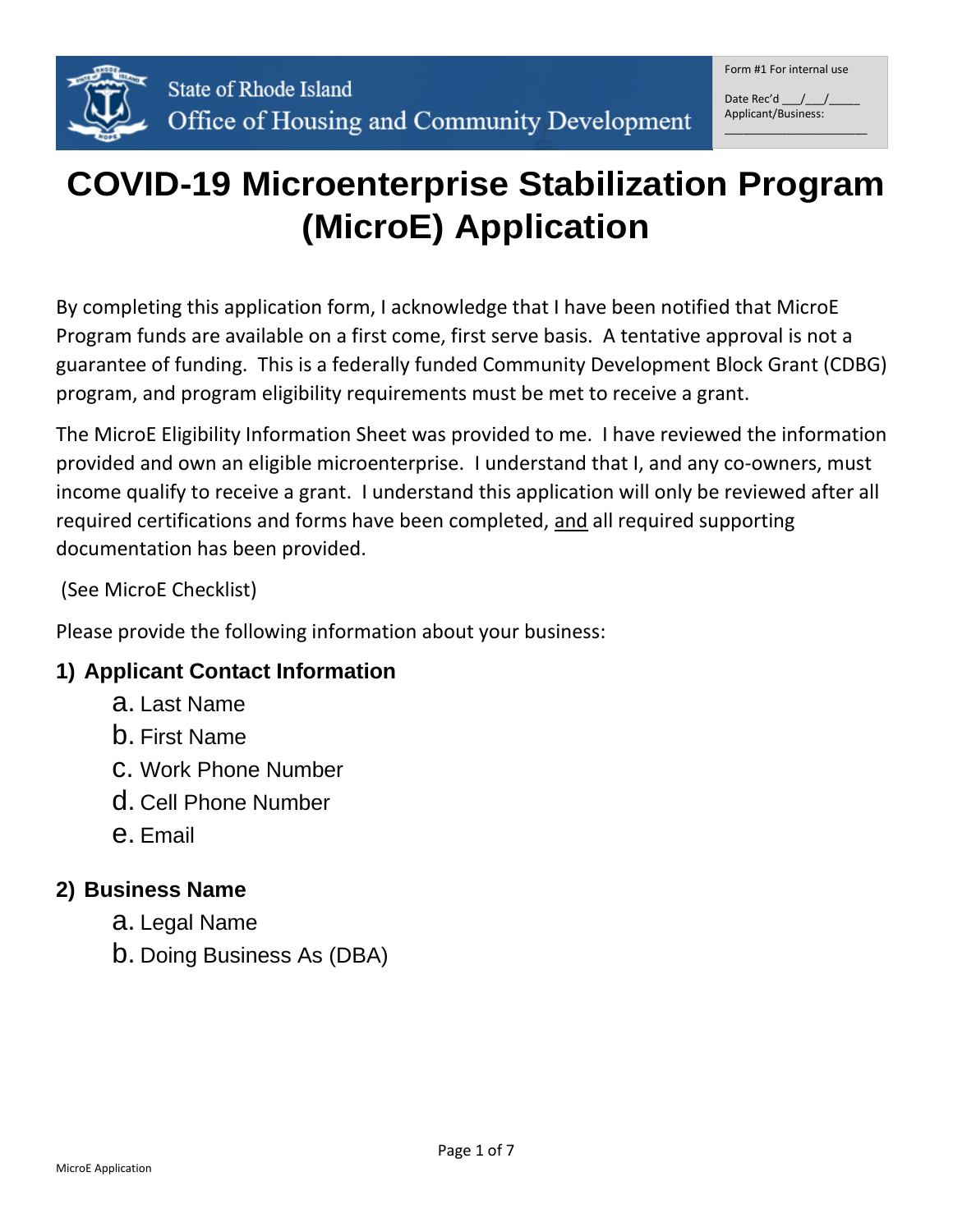State of Rhode Island
Office of Housing and Community Development

Form #1 For internal use

Date Rec'd ___/___/_____
Applicant/Business: _____________________

# COVID-19 Microenterprise Stabilization Program (MicroE) Application

By completing this application form, I acknowledge that I have been notified that MicroE Program funds are available on a first come, first serve basis. A tentative approval is not a guarantee of funding. This is a federally funded Community Development Block Grant (CDBG) program, and program eligibility requirements must be met to receive a grant.

The MicroE Eligibility Information Sheet was provided to me. I have reviewed the information provided and own an eligible microenterprise. I understand that I, and any co-owners, must income qualify to receive a grant. I understand this application will only be reviewed after all required certifications and forms have been completed, and all required supporting documentation has been provided.

(See MicroE Checklist)

Please provide the following information about your business:

## 1) Applicant Contact Information

a. Last Name
b. First Name
c. Work Phone Number
d. Cell Phone Number
e. Email

## 2) Business Name

a. Legal Name
b. Doing Business As (DBA)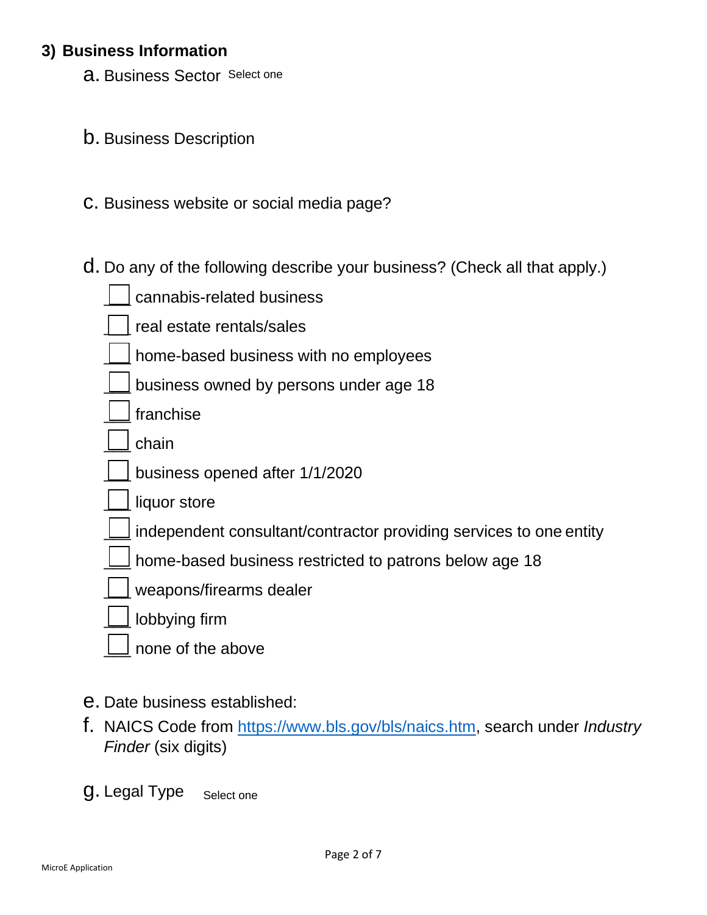## 3) Business Information

a. Business Sector Select one

b. Business Description

c. Business website or social media page?

d. Do any of the following describe your business? (Check all that apply.)

- ☐ cannabis-related business
- ☐ real estate rentals/sales
- ☐ home-based business with no employees
- ☐ business owned by persons under age 18
- ☐ franchise
- ☐ chain
- ☐ business opened after 1/1/2020
- ☐ liquor store
- ☐ independent consultant/contractor providing services to one entity
- ☐ home-based business restricted to patrons below age 18
- ☐ weapons/firearms dealer
- ☐ lobbying firm
- ☐ none of the above

e. Date business established:

f. NAICS Code from https://www.bls.gov/bls/naics.htm, search under *Industry Finder* (six digits)

g. Legal Type Select one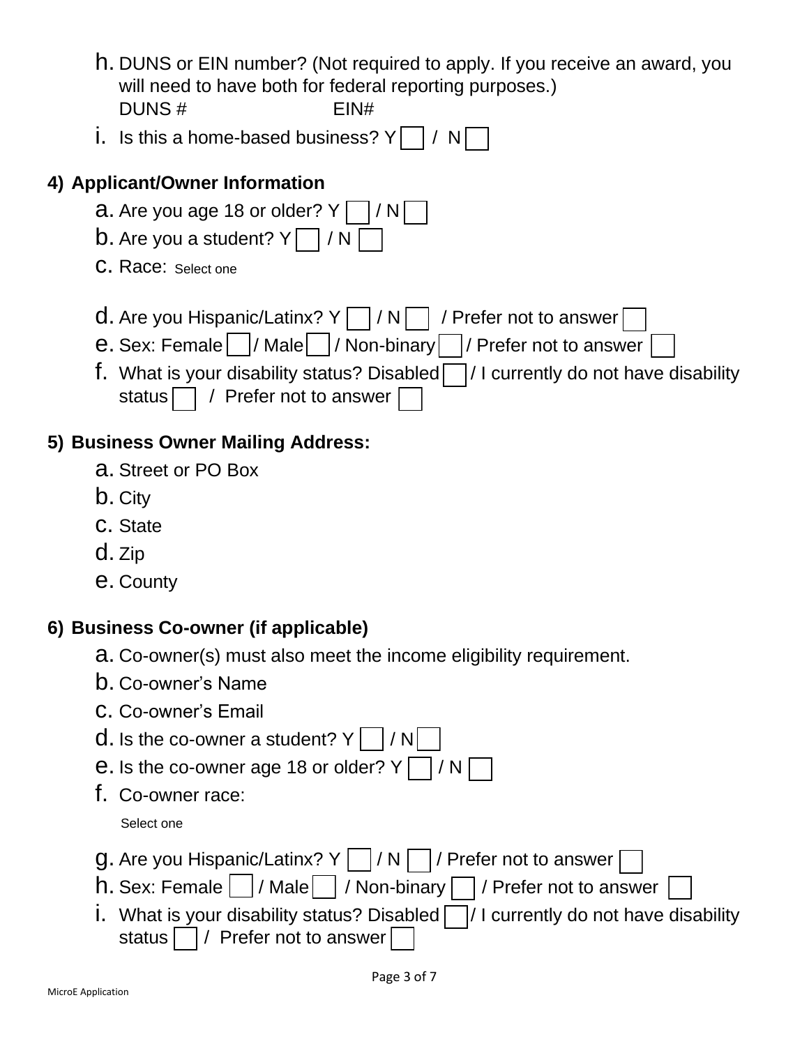h. DUNS or EIN number? (Not required to apply. If you receive an award, you will need to have both for federal reporting purposes.)
   DUNS # EIN#

i. Is this a home-based business? Y [ ] / N [ ]

## 4) Applicant/Owner Information

a. Are you age 18 or older? Y [ ] / N [ ]

b. Are you a student? Y [ ] / N [ ]

c. Race: Select one

d. Are you Hispanic/Latinx? Y [ ] / N [ ] / Prefer not to answer [ ]

e. Sex: Female [ ] / Male [ ] / Non-binary [ ] / Prefer not to answer [ ]

f. What is your disability status? Disabled [ ] / I currently do not have disability status [ ] / Prefer not to answer [ ]

## 5) Business Owner Mailing Address:

a. Street or PO Box

b. City

c. State

d. Zip

e. County

## 6) Business Co-owner (if applicable)

a. Co-owner(s) must also meet the income eligibility requirement.

b. Co-owner's Name

c. Co-owner's Email

d. Is the co-owner a student? Y [ ] / N [ ]

e. Is the co-owner age 18 or older? Y [ ] / N [ ]

f. Co-owner race:

   Select one

g. Are you Hispanic/Latinx? Y [ ] / N [ ] / Prefer not to answer [ ]

h. Sex: Female [ ] / Male [ ] / Non-binary [ ] / Prefer not to answer [ ]

i. What is your disability status? Disabled [ ] / I currently do not have disability status [ ] / Prefer not to answer [ ]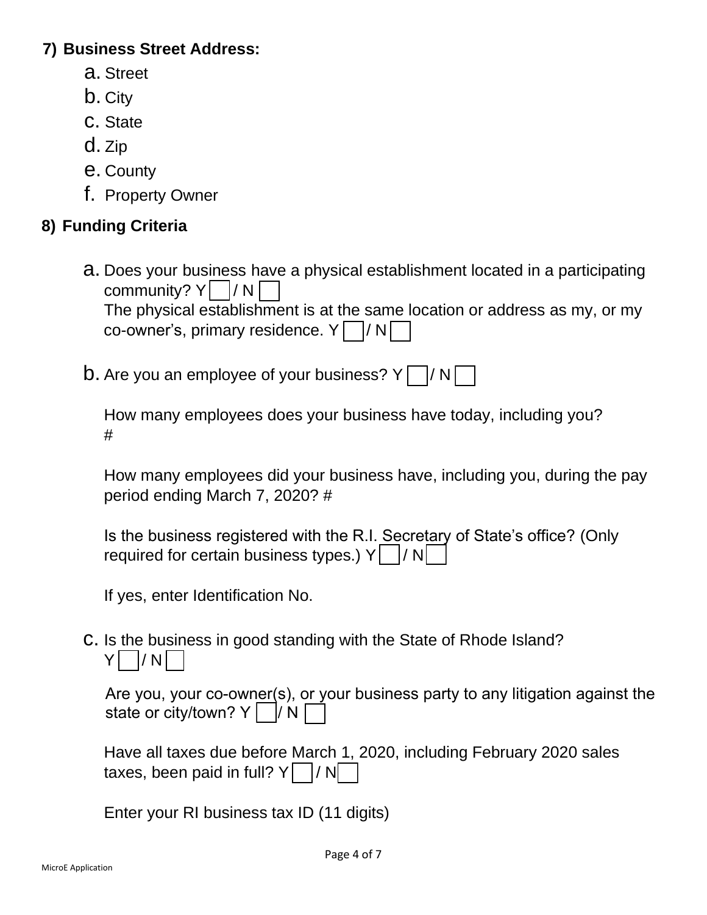**7) Business Street Address:**

a. Street

b. City

c. State

d. Zip

e. County

f. Property Owner

**8) Funding Criteria**

a. Does your business have a physical establishment located in a participating community? Y ☐ / N ☐

The physical establishment is at the same location or address as my, or my co-owner's, primary residence. Y ☐ / N ☐

b. Are you an employee of your business? Y ☐ / N ☐

How many employees does your business have today, including you? #

How many employees did your business have, including you, during the pay period ending March 7, 2020? #

Is the business registered with the R.I. Secretary of State's office? (Only required for certain business types.) Y ☐ / N ☐

If yes, enter Identification No.

c. Is the business in good standing with the State of Rhode Island? Y ☐ / N ☐

Are you, your co-owner(s), or your business party to any litigation against the state or city/town? Y ☐ / N ☐

Have all taxes due before March 1, 2020, including February 2020 sales taxes, been paid in full? Y ☐ / N ☐

Enter your RI business tax ID (11 digits)

MicroE Application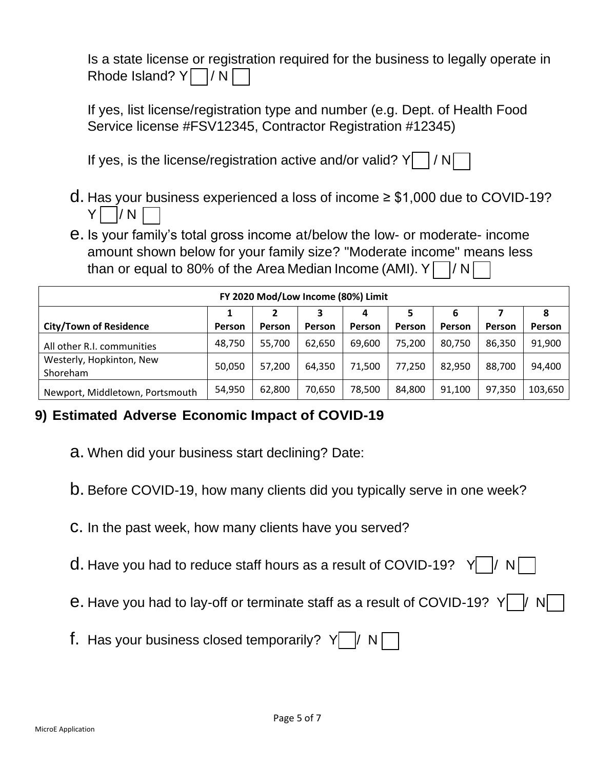Is a state license or registration required for the business to legally operate in Rhode Island? Y [ ] / N [ ]

If yes, list license/registration type and number (e.g. Dept. of Health Food Service license #FSV12345, Contractor Registration #12345)

If yes, is the license/registration active and/or valid? Y [ ] / N [ ]

d. Has your business experienced a loss of income ≥ $1,000 due to COVID-19? Y [ ] / N [ ]

e. Is your family's total gross income at/below the low- or moderate- income amount shown below for your family size? "Moderate income" means less than or equal to 80% of the Area Median Income (AMI). Y [ ] / N [ ]

| FY 2020 Mod/Low Income (80%) Limit | | | | | | | | |
|---|---|---|---|---|---|---|---|---|
| **City/Town of Residence** | **1 Person** | **2 Person** | **3 Person** | **4 Person** | **5 Person** | **6 Person** | **7 Person** | **8 Person** |
| All other R.I. communities | 48,750 | 55,700 | 62,650 | 69,600 | 75,200 | 80,750 | 86,350 | 91,900 |
| Westerly, Hopkinton, New Shoreham | 50,050 | 57,200 | 64,350 | 71,500 | 77,250 | 82,950 | 88,700 | 94,400 |
| Newport, Middletown, Portsmouth | 54,950 | 62,800 | 70,650 | 78,500 | 84,800 | 91,100 | 97,350 | 103,650 |

## 9) Estimated Adverse Economic Impact of COVID-19

a. When did your business start declining? Date:

b. Before COVID-19, how many clients did you typically serve in one week?

c. In the past week, how many clients have you served?

d. Have you had to reduce staff hours as a result of COVID-19? Y [ ] / N [ ]

e. Have you had to lay-off or terminate staff as a result of COVID-19? Y [ ] / N [ ]

f. Has your business closed temporarily? Y [ ] / N [ ]

MicroE Application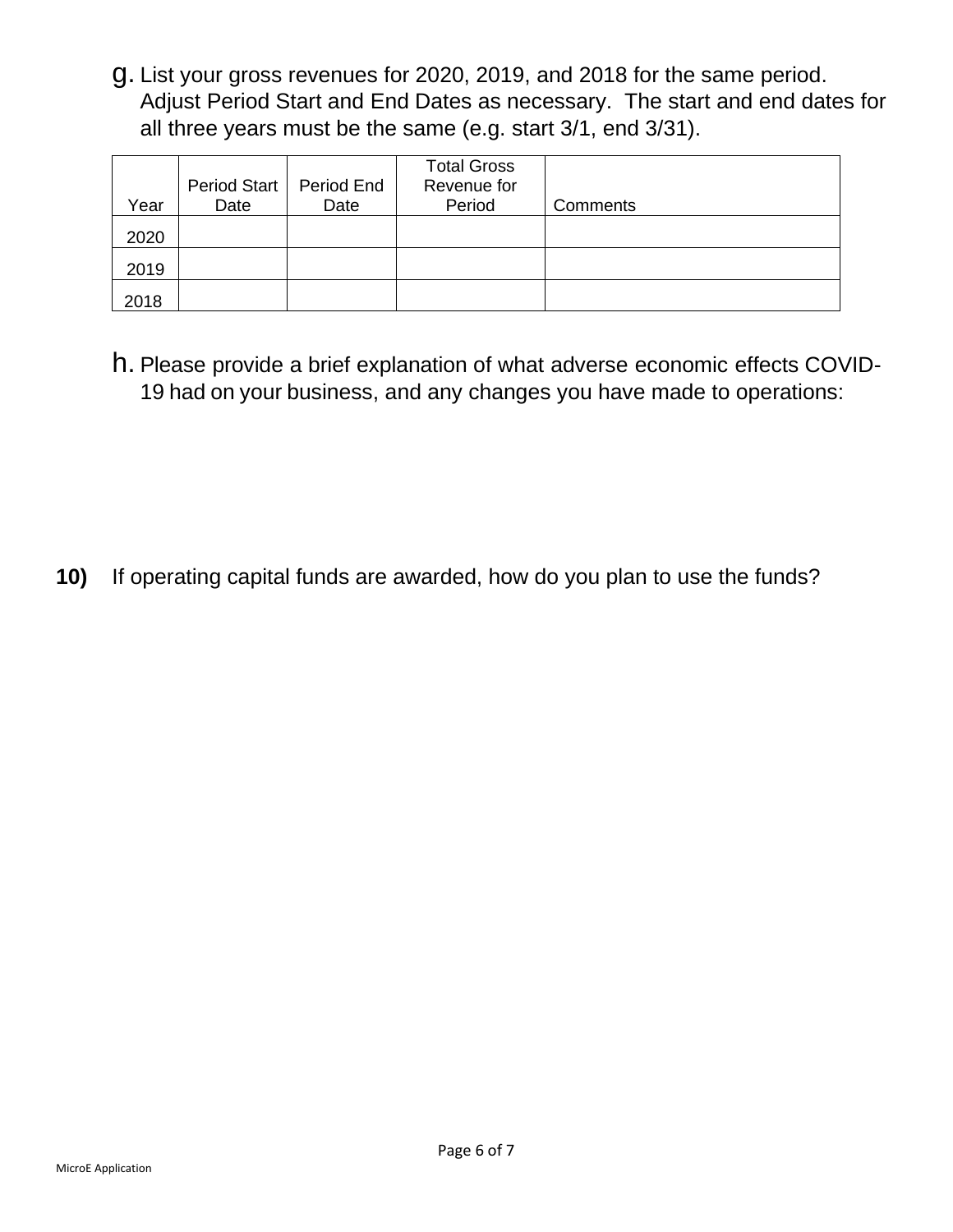g. List your gross revenues for 2020, 2019, and 2018 for the same period. Adjust Period Start and End Dates as necessary. The start and end dates for all three years must be the same (e.g. start 3/1, end 3/31).

| Year | Period Start Date | Period End Date | Total Gross Revenue for Period | Comments |
|---|---|---|---|---|
| 2020 | | | | |
| 2019 | | | | |
| 2018 | | | | |

h. Please provide a brief explanation of what adverse economic effects COVID-19 had on your business, and any changes you have made to operations:

**10)** If operating capital funds are awarded, how do you plan to use the funds?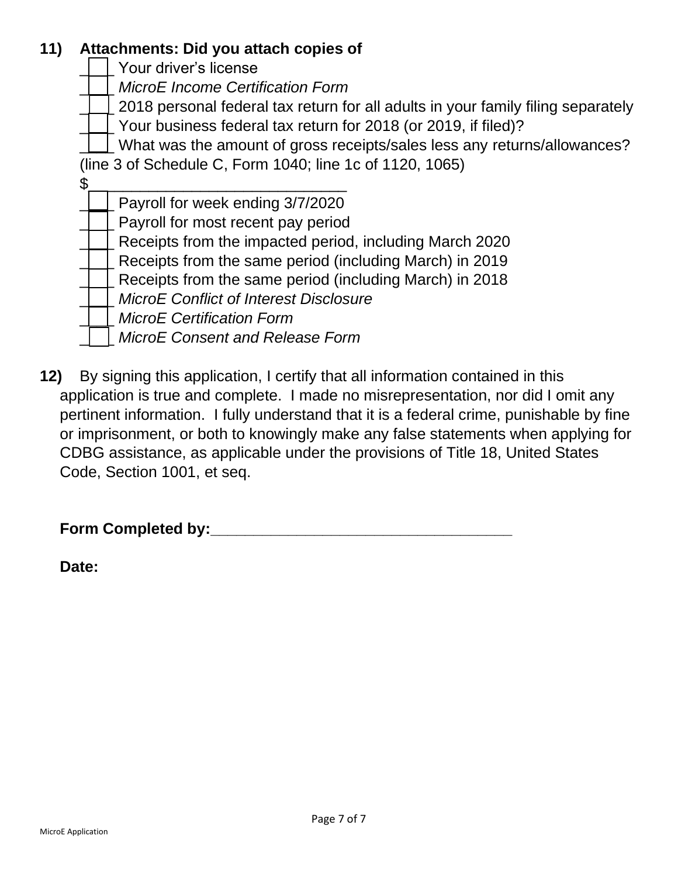**11) Attachments: Did you attach copies of**

- \_\_\_\_ Your driver's license
- \_\_\_\_ *MicroE Income Certification Form*
- \_\_\_\_ 2018 personal federal tax return for all adults in your family filing separately
- \_\_\_\_ Your business federal tax return for 2018 (or 2019, if filed)?
- \_\_\_\_ What was the amount of gross receipts/sales less any returns/allowances? (line 3 of Schedule C, Form 1040; line 1c of 1120, 1065)

  $\_\_\_\_\_\_\_\_\_\_\_\_\_\_\_\_\_\_\_\_\_\_\_\_\_\_\_\_\_\_

- \_\_\_\_ Payroll for week ending 3/7/2020
- \_\_\_\_ Payroll for most recent pay period
- \_\_\_\_ Receipts from the impacted period, including March 2020
- \_\_\_\_ Receipts from the same period (including March) in 2019
- \_\_\_\_ Receipts from the same period (including March) in 2018
- \_\_\_\_ *MicroE Conflict of Interest Disclosure*
- \_\_\_\_ *MicroE Certification Form*
- \_\_\_\_ *MicroE Consent and Release Form*

**12)** By signing this application, I certify that all information contained in this application is true and complete. I made no misrepresentation, nor did I omit any pertinent information. I fully understand that it is a federal crime, punishable by fine or imprisonment, or both to knowingly make any false statements when applying for CDBG assistance, as applicable under the provisions of Title 18, United States Code, Section 1001, et seq.

**Form Completed by:**\_\_\_\_\_\_\_\_\_\_\_\_\_\_\_\_\_\_\_\_\_\_\_\_\_\_\_\_\_\_\_\_\_\_\_\_

**Date:**